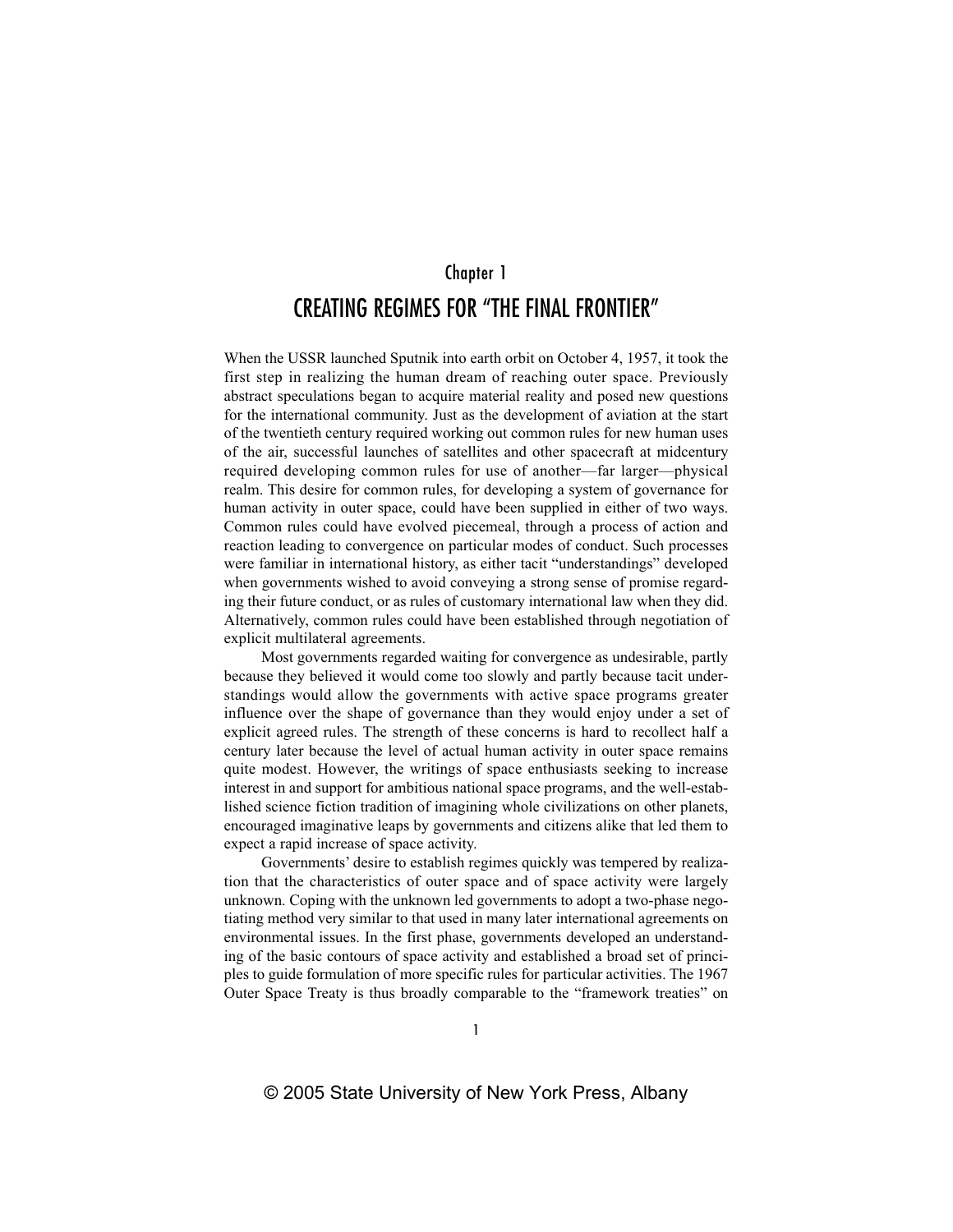Chapter 1

# CREATING REGIMES FOR "THE FINAL FRONTIER"

When the USSR launched Sputnik into earth orbit on October 4, 1957, it took the first step in realizing the human dream of reaching outer space. Previously abstract speculations began to acquire material reality and posed new questions for the international community. Just as the development of aviation at the start of the twentieth century required working out common rules for new human uses of the air, successful launches of satellites and other spacecraft at midcentury required developing common rules for use of another—far larger—physical realm. This desire for common rules, for developing a system of governance for human activity in outer space, could have been supplied in either of two ways. Common rules could have evolved piecemeal, through a process of action and reaction leading to convergence on particular modes of conduct. Such processes were familiar in international history, as either tacit "understandings" developed when governments wished to avoid conveying a strong sense of promise regarding their future conduct, or as rules of customary international law when they did. Alternatively, common rules could have been established through negotiation of explicit multilateral agreements.

Most governments regarded waiting for convergence as undesirable, partly because they believed it would come too slowly and partly because tacit understandings would allow the governments with active space programs greater influence over the shape of governance than they would enjoy under a set of explicit agreed rules. The strength of these concerns is hard to recollect half a century later because the level of actual human activity in outer space remains quite modest. However, the writings of space enthusiasts seeking to increase interest in and support for ambitious national space programs, and the well-established science fiction tradition of imagining whole civilizations on other planets, encouraged imaginative leaps by governments and citizens alike that led them to expect a rapid increase of space activity.

Governments' desire to establish regimes quickly was tempered by realization that the characteristics of outer space and of space activity were largely unknown. Coping with the unknown led governments to adopt a two-phase negotiating method very similar to that used in many later international agreements on environmental issues. In the first phase, governments developed an understanding of the basic contours of space activity and established a broad set of principles to guide formulation of more specific rules for particular activities. The 1967 Outer Space Treaty is thus broadly comparable to the "framework treaties" on

© 2005 State University of New York Press, Albany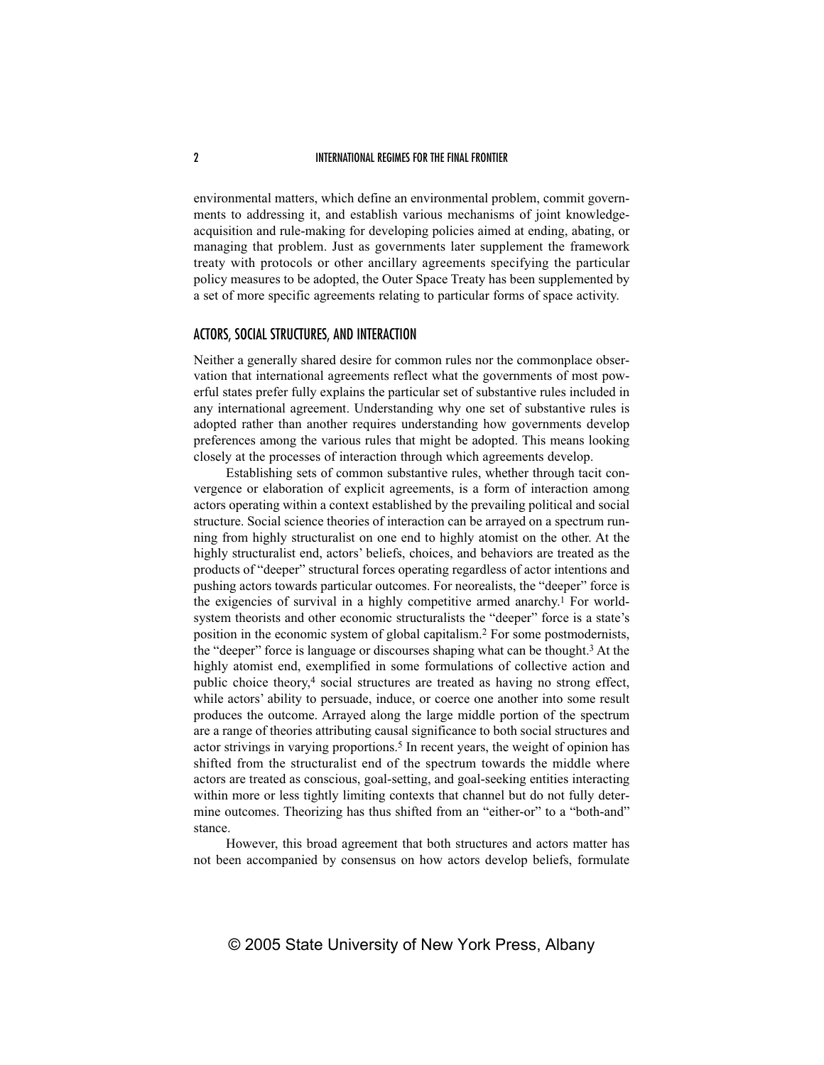environmental matters, which define an environmental problem, commit governments to addressing it, and establish various mechanisms of joint knowledge-acquisition and rule-making for developing policies aimed at ending, abating, or managing that problem. Just as governments later supplement the framework treaty with protocols or other ancillary agreements specifying the particular policy measures to be adopted, the Outer Space Treaty has been supplemented by a set of more specific agreements relating to particular forms of space activity.

## ACTORS, SOCIAL STRUCTURES, AND INTERACTION

Neither a generally shared desire for common rules nor the commonplace observation that international agreements reflect what the governments of most powerful states prefer fully explains the particular set of substantive rules included in any international agreement. Understanding why one set of substantive rules is adopted rather than another requires understanding how governments develop preferences among the various rules that might be adopted. This means looking closely at the processes of interaction through which agreements develop.

Establishing sets of common substantive rules, whether through tacit convergence or elaboration of explicit agreements, is a form of interaction among actors operating within a context established by the prevailing political and social structure. Social science theories of interaction can be arrayed on a spectrum running from highly structuralist on one end to highly atomist on the other. At the highly structuralist end, actors' beliefs, choices, and behaviors are treated as the products of "deeper" structural forces operating regardless of actor intentions and pushing actors towards particular outcomes. For neorealists, the "deeper" force is the exigencies of survival in a highly competitive armed anarchy.[1] For world-system theorists and other economic structuralists the "deeper" force is a state's position in the economic system of global capitalism.[2] For some postmodernists, the "deeper" force is language or discourses shaping what can be thought.[3] At the highly atomist end, exemplified in some formulations of collective action and public choice theory,[4] social structures are treated as having no strong effect, while actors' ability to persuade, induce, or coerce one another into some result produces the outcome. Arrayed along the large middle portion of the spectrum are a range of theories attributing causal significance to both social structures and actor strivings in varying proportions.[5] In recent years, the weight of opinion has shifted from the structuralist end of the spectrum towards the middle where actors are treated as conscious, goal-setting, and goal-seeking entities interacting within more or less tightly limiting contexts that channel but do not fully determine outcomes. Theorizing has thus shifted from an "either-or" to a "both-and" stance.

However, this broad agreement that both structures and actors matter has not been accompanied by consensus on how actors develop beliefs, formulate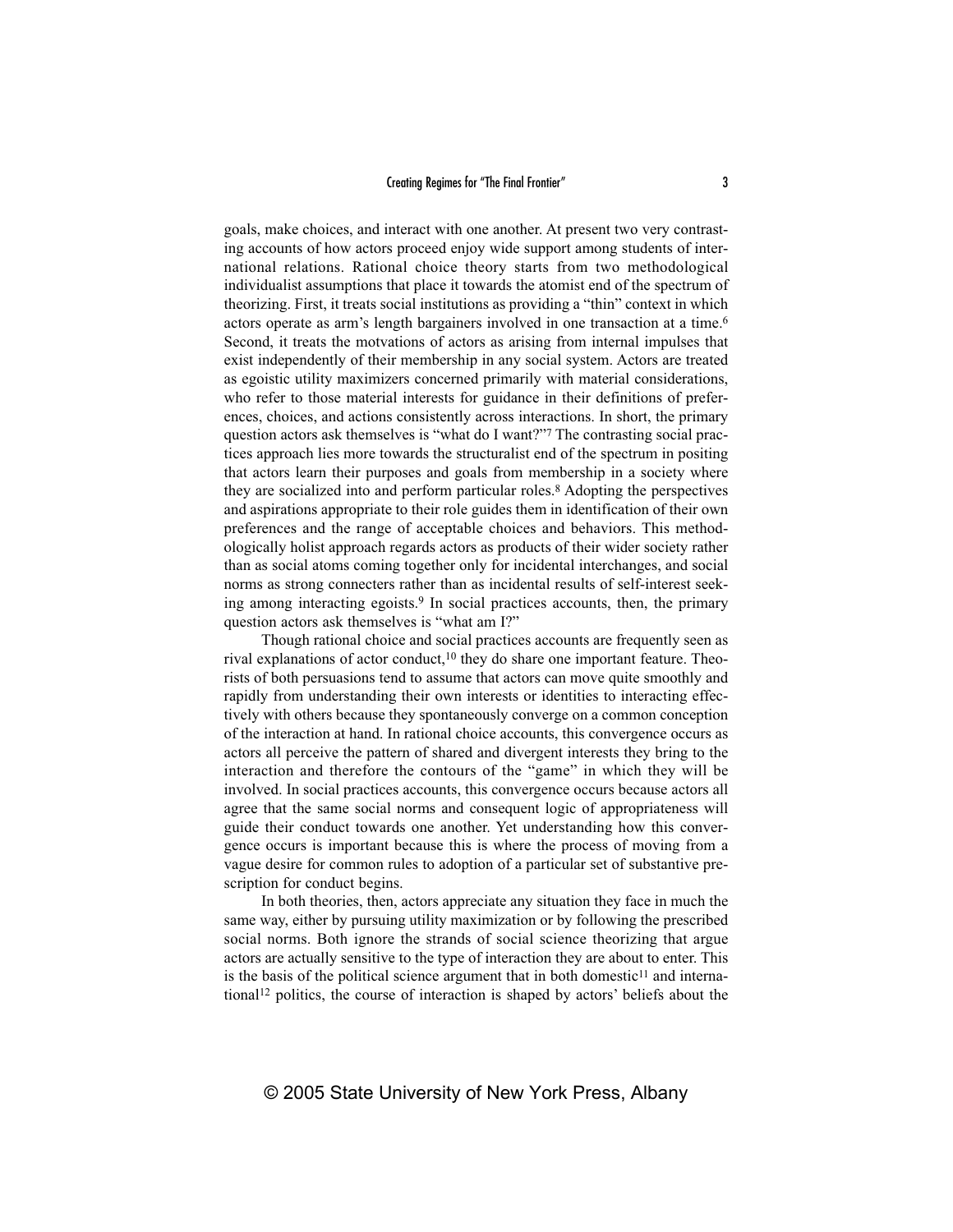goals, make choices, and interact with one another. At present two very contrasting accounts of how actors proceed enjoy wide support among students of international relations. Rational choice theory starts from two methodological individualist assumptions that place it towards the atomist end of the spectrum of theorizing. First, it treats social institutions as providing a "thin" context in which actors operate as arm's length bargainers involved in one transaction at a time.[6] Second, it treats the motvations of actors as arising from internal impulses that exist independently of their membership in any social system. Actors are treated as egoistic utility maximizers concerned primarily with material considerations, who refer to those material interests for guidance in their definitions of preferences, choices, and actions consistently across interactions. In short, the primary question actors ask themselves is "what do I want?"[7] The contrasting social practices approach lies more towards the structuralist end of the spectrum in positing that actors learn their purposes and goals from membership in a society where they are socialized into and perform particular roles.[8] Adopting the perspectives and aspirations appropriate to their role guides them in identification of their own preferences and the range of acceptable choices and behaviors. This methodologically holist approach regards actors as products of their wider society rather than as social atoms coming together only for incidental interchanges, and social norms as strong connecters rather than as incidental results of self-interest seeking among interacting egoists.[9] In social practices accounts, then, the primary question actors ask themselves is "what am I?"

Though rational choice and social practices accounts are frequently seen as rival explanations of actor conduct,[10] they do share one important feature. Theorists of both persuasions tend to assume that actors can move quite smoothly and rapidly from understanding their own interests or identities to interacting effectively with others because they spontaneously converge on a common conception of the interaction at hand. In rational choice accounts, this convergence occurs as actors all perceive the pattern of shared and divergent interests they bring to the interaction and therefore the contours of the "game" in which they will be involved. In social practices accounts, this convergence occurs because actors all agree that the same social norms and consequent logic of appropriateness will guide their conduct towards one another. Yet understanding how this convergence occurs is important because this is where the process of moving from a vague desire for common rules to adoption of a particular set of substantive prescription for conduct begins.

In both theories, then, actors appreciate any situation they face in much the same way, either by pursuing utility maximization or by following the prescribed social norms. Both ignore the strands of social science theorizing that argue actors are actually sensitive to the type of interaction they are about to enter. This is the basis of the political science argument that in both domestic[11] and international[12] politics, the course of interaction is shaped by actors' beliefs about the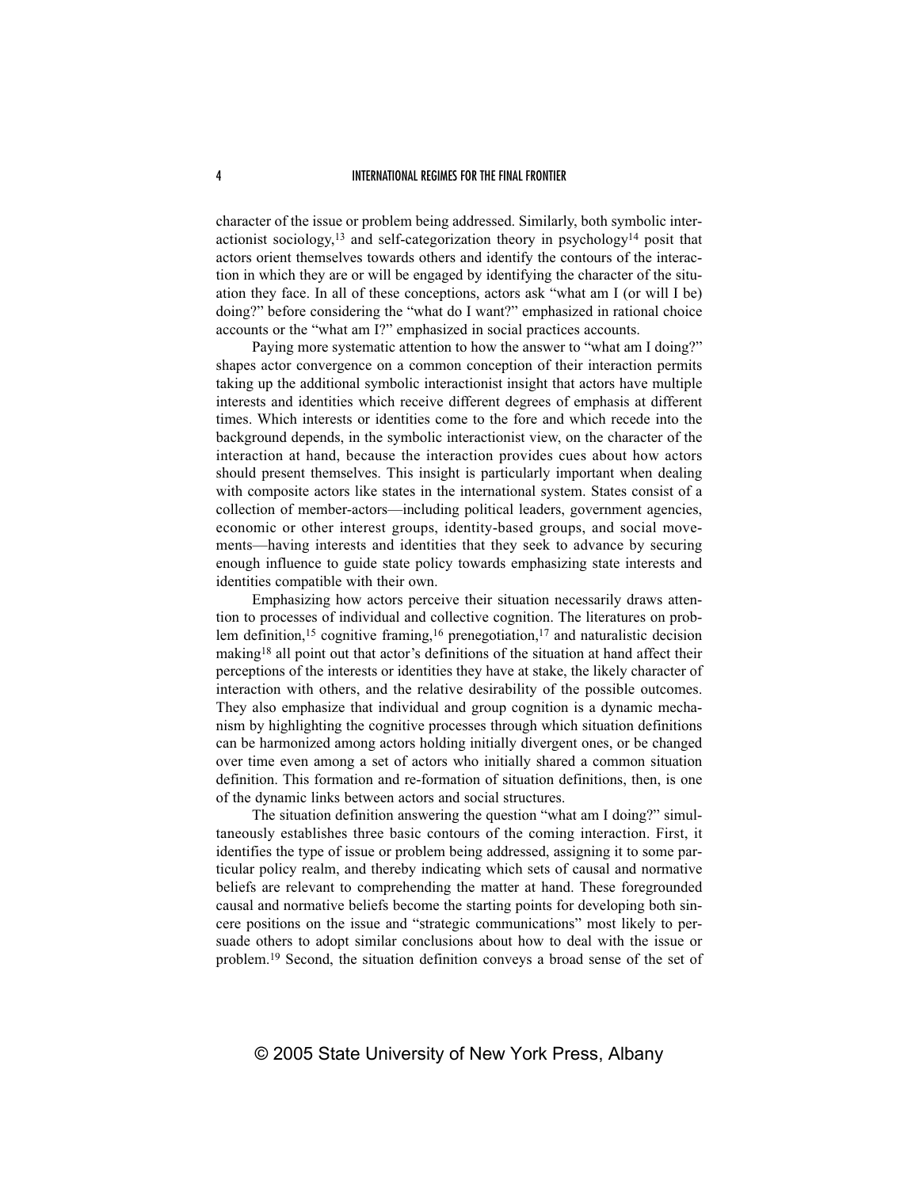character of the issue or problem being addressed. Similarly, both symbolic interactionist sociology,[13] and self-categorization theory in psychology[14] posit that actors orient themselves towards others and identify the contours of the interaction in which they are or will be engaged by identifying the character of the situation they face. In all of these conceptions, actors ask "what am I (or will I be) doing?" before considering the "what do I want?" emphasized in rational choice accounts or the "what am I?" emphasized in social practices accounts.

Paying more systematic attention to how the answer to "what am I doing?" shapes actor convergence on a common conception of their interaction permits taking up the additional symbolic interactionist insight that actors have multiple interests and identities which receive different degrees of emphasis at different times. Which interests or identities come to the fore and which recede into the background depends, in the symbolic interactionist view, on the character of the interaction at hand, because the interaction provides cues about how actors should present themselves. This insight is particularly important when dealing with composite actors like states in the international system. States consist of a collection of member-actors—including political leaders, government agencies, economic or other interest groups, identity-based groups, and social movements—having interests and identities that they seek to advance by securing enough influence to guide state policy towards emphasizing state interests and identities compatible with their own.

Emphasizing how actors perceive their situation necessarily draws attention to processes of individual and collective cognition. The literatures on problem definition,[15] cognitive framing,[16] prenegotiation,[17] and naturalistic decision making[18] all point out that actor's definitions of the situation at hand affect their perceptions of the interests or identities they have at stake, the likely character of interaction with others, and the relative desirability of the possible outcomes. They also emphasize that individual and group cognition is a dynamic mechanism by highlighting the cognitive processes through which situation definitions can be harmonized among actors holding initially divergent ones, or be changed over time even among a set of actors who initially shared a common situation definition. This formation and re-formation of situation definitions, then, is one of the dynamic links between actors and social structures.

The situation definition answering the question "what am I doing?" simultaneously establishes three basic contours of the coming interaction. First, it identifies the type of issue or problem being addressed, assigning it to some particular policy realm, and thereby indicating which sets of causal and normative beliefs are relevant to comprehending the matter at hand. These foregrounded causal and normative beliefs become the starting points for developing both sincere positions on the issue and "strategic communications" most likely to persuade others to adopt similar conclusions about how to deal with the issue or problem.[19] Second, the situation definition conveys a broad sense of the set of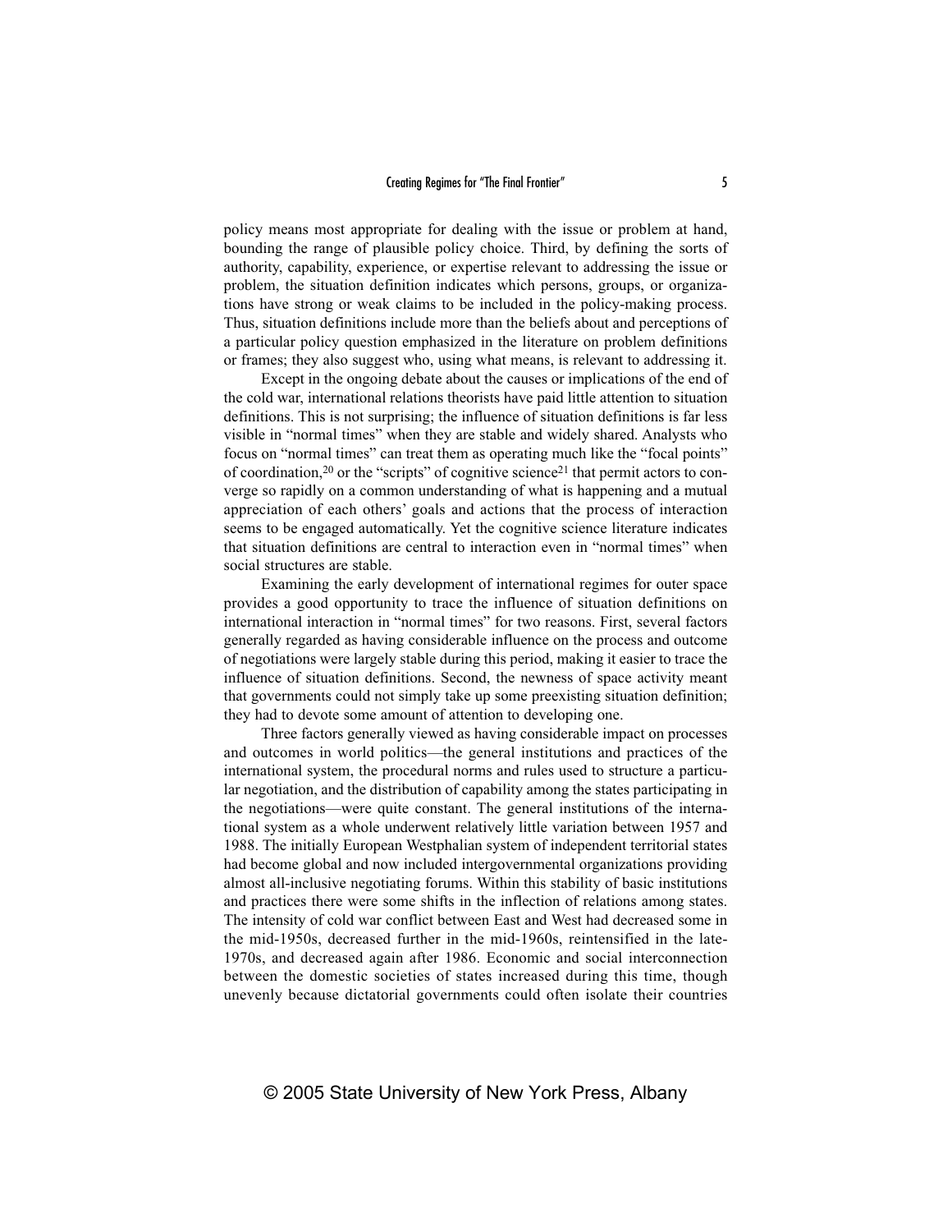policy means most appropriate for dealing with the issue or problem at hand, bounding the range of plausible policy choice. Third, by defining the sorts of authority, capability, experience, or expertise relevant to addressing the issue or problem, the situation definition indicates which persons, groups, or organizations have strong or weak claims to be included in the policy-making process. Thus, situation definitions include more than the beliefs about and perceptions of a particular policy question emphasized in the literature on problem definitions or frames; they also suggest who, using what means, is relevant to addressing it.

Except in the ongoing debate about the causes or implications of the end of the cold war, international relations theorists have paid little attention to situation definitions. This is not surprising; the influence of situation definitions is far less visible in "normal times" when they are stable and widely shared. Analysts who focus on "normal times" can treat them as operating much like the "focal points" of coordination,[20] or the "scripts" of cognitive science[21] that permit actors to converge so rapidly on a common understanding of what is happening and a mutual appreciation of each others' goals and actions that the process of interaction seems to be engaged automatically. Yet the cognitive science literature indicates that situation definitions are central to interaction even in "normal times" when social structures are stable.

Examining the early development of international regimes for outer space provides a good opportunity to trace the influence of situation definitions on international interaction in "normal times" for two reasons. First, several factors generally regarded as having considerable influence on the process and outcome of negotiations were largely stable during this period, making it easier to trace the influence of situation definitions. Second, the newness of space activity meant that governments could not simply take up some preexisting situation definition; they had to devote some amount of attention to developing one.

Three factors generally viewed as having considerable impact on processes and outcomes in world politics—the general institutions and practices of the international system, the procedural norms and rules used to structure a particular negotiation, and the distribution of capability among the states participating in the negotiations—were quite constant. The general institutions of the international system as a whole underwent relatively little variation between 1957 and 1988. The initially European Westphalian system of independent territorial states had become global and now included intergovernmental organizations providing almost all-inclusive negotiating forums. Within this stability of basic institutions and practices there were some shifts in the inflection of relations among states. The intensity of cold war conflict between East and West had decreased some in the mid-1950s, decreased further in the mid-1960s, reintensified in the late-1970s, and decreased again after 1986. Economic and social interconnection between the domestic societies of states increased during this time, though unevenly because dictatorial governments could often isolate their countries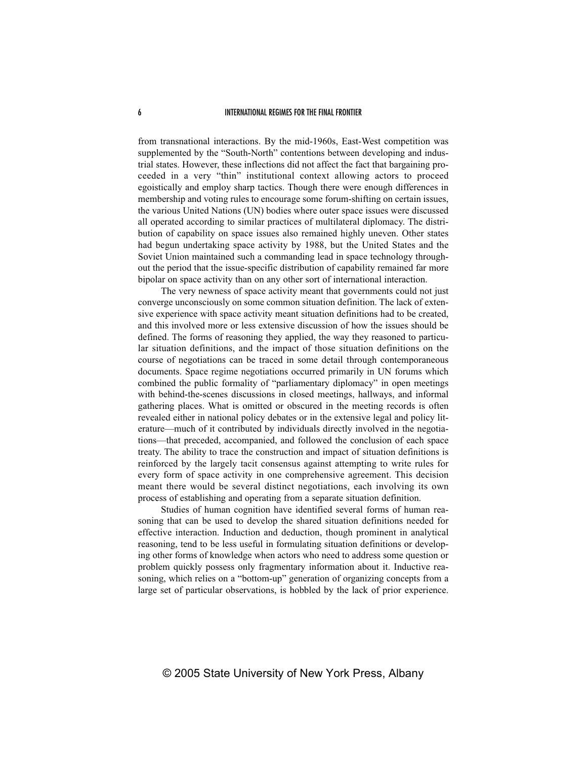from transnational interactions. By the mid-1960s, East-West competition was supplemented by the "South-North" contentions between developing and industrial states. However, these inflections did not affect the fact that bargaining proceeded in a very "thin" institutional context allowing actors to proceed egoistically and employ sharp tactics. Though there were enough differences in membership and voting rules to encourage some forum-shifting on certain issues, the various United Nations (UN) bodies where outer space issues were discussed all operated according to similar practices of multilateral diplomacy. The distribution of capability on space issues also remained highly uneven. Other states had begun undertaking space activity by 1988, but the United States and the Soviet Union maintained such a commanding lead in space technology throughout the period that the issue-specific distribution of capability remained far more bipolar on space activity than on any other sort of international interaction.

The very newness of space activity meant that governments could not just converge unconsciously on some common situation definition. The lack of extensive experience with space activity meant situation definitions had to be created, and this involved more or less extensive discussion of how the issues should be defined. The forms of reasoning they applied, the way they reasoned to particular situation definitions, and the impact of those situation definitions on the course of negotiations can be traced in some detail through contemporaneous documents. Space regime negotiations occurred primarily in UN forums which combined the public formality of "parliamentary diplomacy" in open meetings with behind-the-scenes discussions in closed meetings, hallways, and informal gathering places. What is omitted or obscured in the meeting records is often revealed either in national policy debates or in the extensive legal and policy literature—much of it contributed by individuals directly involved in the negotiations—that preceded, accompanied, and followed the conclusion of each space treaty. The ability to trace the construction and impact of situation definitions is reinforced by the largely tacit consensus against attempting to write rules for every form of space activity in one comprehensive agreement. This decision meant there would be several distinct negotiations, each involving its own process of establishing and operating from a separate situation definition.

Studies of human cognition have identified several forms of human reasoning that can be used to develop the shared situation definitions needed for effective interaction. Induction and deduction, though prominent in analytical reasoning, tend to be less useful in formulating situation definitions or developing other forms of knowledge when actors who need to address some question or problem quickly possess only fragmentary information about it. Inductive reasoning, which relies on a "bottom-up" generation of organizing concepts from a large set of particular observations, is hobbled by the lack of prior experience.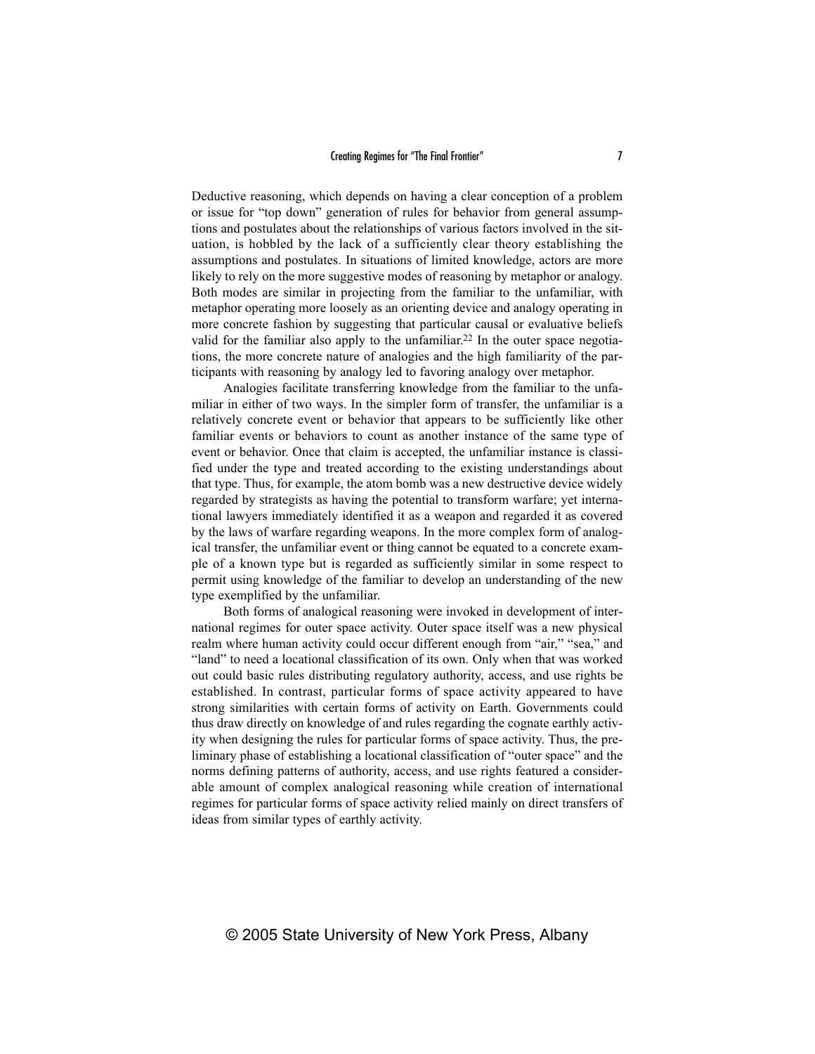Deductive reasoning, which depends on having a clear conception of a problem or issue for "top down" generation of rules for behavior from general assumptions and postulates about the relationships of various factors involved in the situation, is hobbled by the lack of a sufficiently clear theory establishing the assumptions and postulates. In situations of limited knowledge, actors are more likely to rely on the more suggestive modes of reasoning by metaphor or analogy. Both modes are similar in projecting from the familiar to the unfamiliar, with metaphor operating more loosely as an orienting device and analogy operating in more concrete fashion by suggesting that particular causal or evaluative beliefs valid for the familiar also apply to the unfamiliar.[22] In the outer space negotiations, the more concrete nature of analogies and the high familiarity of the participants with reasoning by analogy led to favoring analogy over metaphor.

Analogies facilitate transferring knowledge from the familiar to the unfamiliar in either of two ways. In the simpler form of transfer, the unfamiliar is a relatively concrete event or behavior that appears to be sufficiently like other familiar events or behaviors to count as another instance of the same type of event or behavior. Once that claim is accepted, the unfamiliar instance is classified under the type and treated according to the existing understandings about that type. Thus, for example, the atom bomb was a new destructive device widely regarded by strategists as having the potential to transform warfare; yet international lawyers immediately identified it as a weapon and regarded it as covered by the laws of warfare regarding weapons. In the more complex form of analogical transfer, the unfamiliar event or thing cannot be equated to a concrete example of a known type but is regarded as sufficiently similar in some respect to permit using knowledge of the familiar to develop an understanding of the new type exemplified by the unfamiliar.

Both forms of analogical reasoning were invoked in development of international regimes for outer space activity. Outer space itself was a new physical realm where human activity could occur different enough from "air," "sea," and "land" to need a locational classification of its own. Only when that was worked out could basic rules distributing regulatory authority, access, and use rights be established. In contrast, particular forms of space activity appeared to have strong similarities with certain forms of activity on Earth. Governments could thus draw directly on knowledge of and rules regarding the cognate earthly activity when designing the rules for particular forms of space activity. Thus, the preliminary phase of establishing a locational classification of "outer space" and the norms defining patterns of authority, access, and use rights featured a considerable amount of complex analogical reasoning while creation of international regimes for particular forms of space activity relied mainly on direct transfers of ideas from similar types of earthly activity.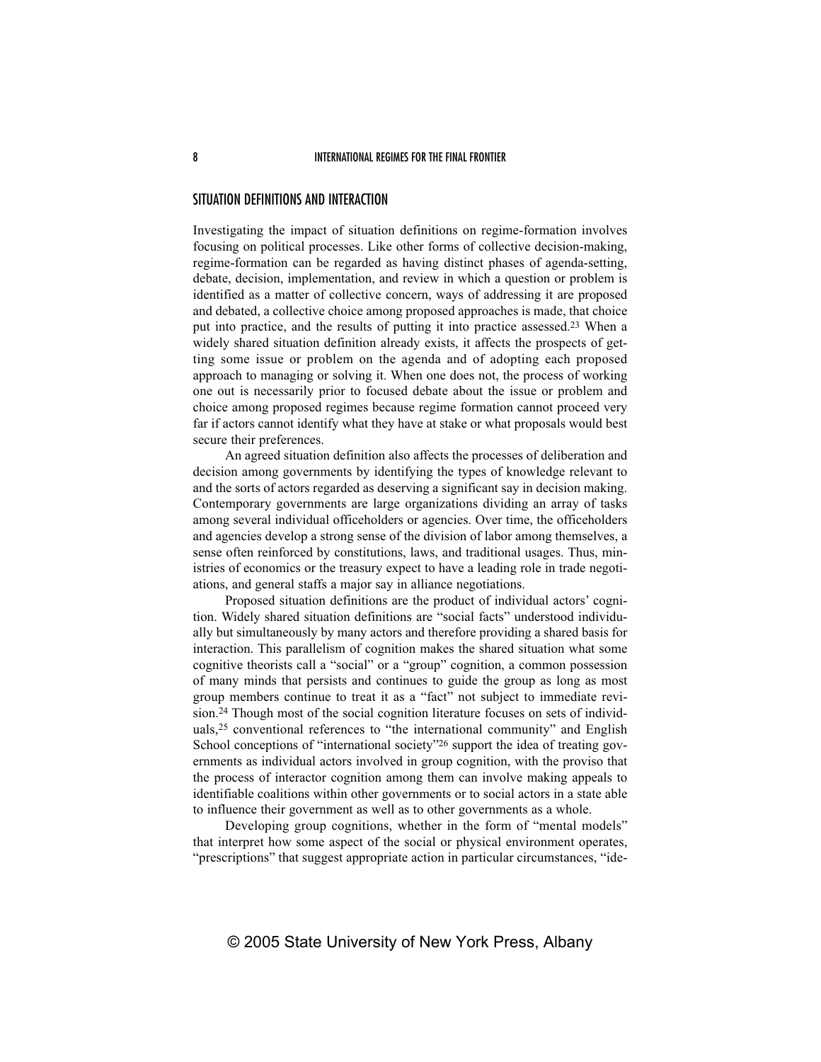## SITUATION DEFINITIONS AND INTERACTION

Investigating the impact of situation definitions on regime-formation involves focusing on political processes. Like other forms of collective decision-making, regime-formation can be regarded as having distinct phases of agenda-setting, debate, decision, implementation, and review in which a question or problem is identified as a matter of collective concern, ways of addressing it are proposed and debated, a collective choice among proposed approaches is made, that choice put into practice, and the results of putting it into practice assessed.[23] When a widely shared situation definition already exists, it affects the prospects of getting some issue or problem on the agenda and of adopting each proposed approach to managing or solving it. When one does not, the process of working one out is necessarily prior to focused debate about the issue or problem and choice among proposed regimes because regime formation cannot proceed very far if actors cannot identify what they have at stake or what proposals would best secure their preferences.

An agreed situation definition also affects the processes of deliberation and decision among governments by identifying the types of knowledge relevant to and the sorts of actors regarded as deserving a significant say in decision making. Contemporary governments are large organizations dividing an array of tasks among several individual officeholders or agencies. Over time, the officeholders and agencies develop a strong sense of the division of labor among themselves, a sense often reinforced by constitutions, laws, and traditional usages. Thus, ministries of economics or the treasury expect to have a leading role in trade negotiations, and general staffs a major say in alliance negotiations.

Proposed situation definitions are the product of individual actors' cognition. Widely shared situation definitions are "social facts" understood individually but simultaneously by many actors and therefore providing a shared basis for interaction. This parallelism of cognition makes the shared situation what some cognitive theorists call a "social" or a "group" cognition, a common possession of many minds that persists and continues to guide the group as long as most group members continue to treat it as a "fact" not subject to immediate revision.[24] Though most of the social cognition literature focuses on sets of individuals,[25] conventional references to "the international community" and English School conceptions of "international society"[26] support the idea of treating governments as individual actors involved in group cognition, with the proviso that the process of interactor cognition among them can involve making appeals to identifiable coalitions within other governments or to social actors in a state able to influence their government as well as to other governments as a whole.

Developing group cognitions, whether in the form of "mental models" that interpret how some aspect of the social or physical environment operates, "prescriptions" that suggest appropriate action in particular circumstances, "ide-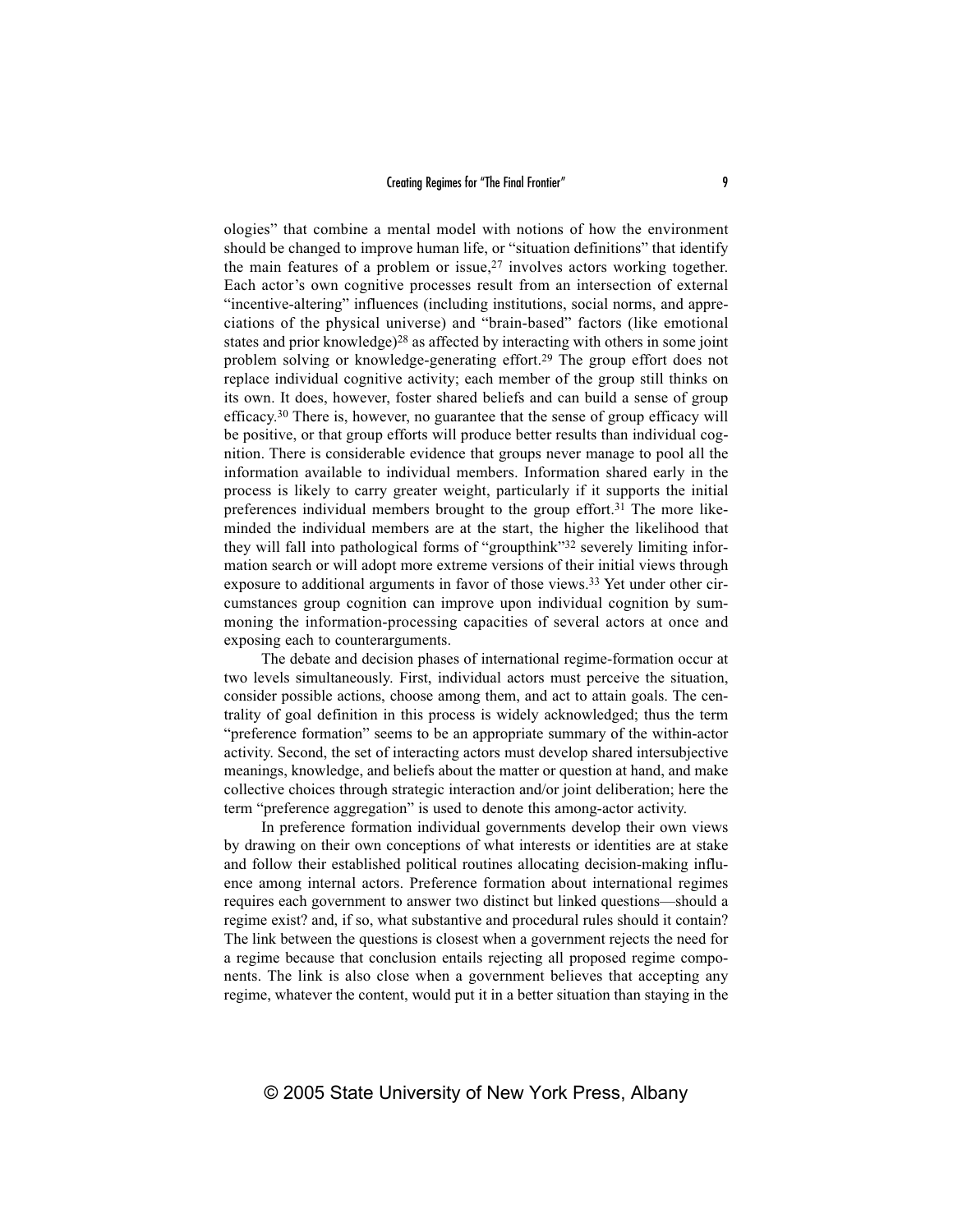ologies" that combine a mental model with notions of how the environment should be changed to improve human life, or "situation definitions" that identify the main features of a problem or issue,[27] involves actors working together. Each actor's own cognitive processes result from an intersection of external "incentive-altering" influences (including institutions, social norms, and appreciations of the physical universe) and "brain-based" factors (like emotional states and prior knowledge)[28] as affected by interacting with others in some joint problem solving or knowledge-generating effort.[29] The group effort does not replace individual cognitive activity; each member of the group still thinks on its own. It does, however, foster shared beliefs and can build a sense of group efficacy.[30] There is, however, no guarantee that the sense of group efficacy will be positive, or that group efforts will produce better results than individual cognition. There is considerable evidence that groups never manage to pool all the information available to individual members. Information shared early in the process is likely to carry greater weight, particularly if it supports the initial preferences individual members brought to the group effort.[31] The more likeminded the individual members are at the start, the higher the likelihood that they will fall into pathological forms of "groupthink"[32] severely limiting information search or will adopt more extreme versions of their initial views through exposure to additional arguments in favor of those views.[33] Yet under other circumstances group cognition can improve upon individual cognition by summoning the information-processing capacities of several actors at once and exposing each to counterarguments.

The debate and decision phases of international regime-formation occur at two levels simultaneously. First, individual actors must perceive the situation, consider possible actions, choose among them, and act to attain goals. The centrality of goal definition in this process is widely acknowledged; thus the term "preference formation" seems to be an appropriate summary of the within-actor activity. Second, the set of interacting actors must develop shared intersubjective meanings, knowledge, and beliefs about the matter or question at hand, and make collective choices through strategic interaction and/or joint deliberation; here the term "preference aggregation" is used to denote this among-actor activity.

In preference formation individual governments develop their own views by drawing on their own conceptions of what interests or identities are at stake and follow their established political routines allocating decision-making influence among internal actors. Preference formation about international regimes requires each government to answer two distinct but linked questions—should a regime exist? and, if so, what substantive and procedural rules should it contain? The link between the questions is closest when a government rejects the need for a regime because that conclusion entails rejecting all proposed regime components. The link is also close when a government believes that accepting any regime, whatever the content, would put it in a better situation than staying in the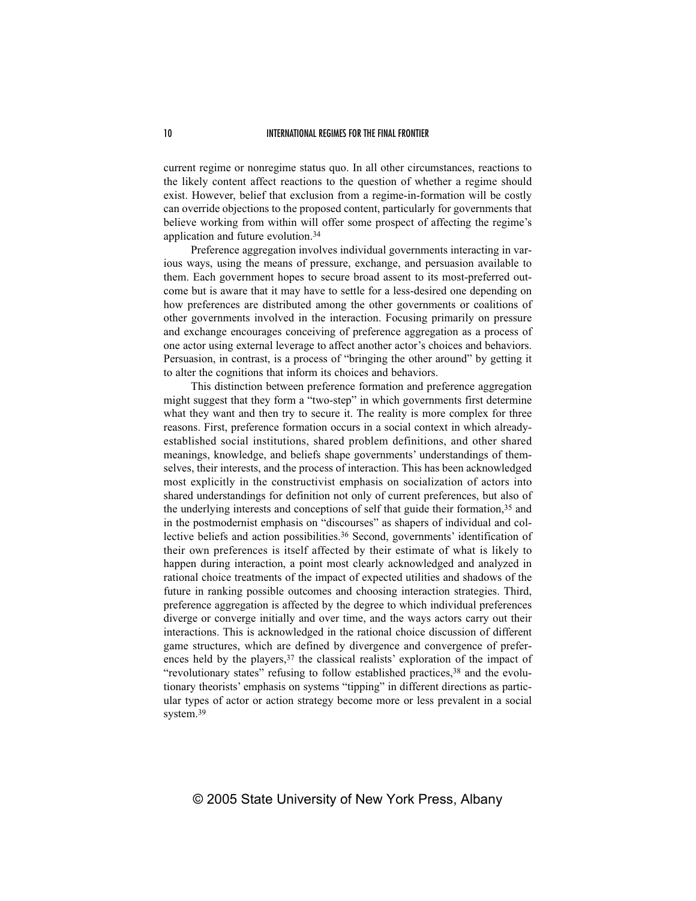current regime or nonregime status quo. In all other circumstances, reactions to the likely content affect reactions to the question of whether a regime should exist. However, belief that exclusion from a regime-in-formation will be costly can override objections to the proposed content, particularly for governments that believe working from within will offer some prospect of affecting the regime's application and future evolution.[34]

Preference aggregation involves individual governments interacting in various ways, using the means of pressure, exchange, and persuasion available to them. Each government hopes to secure broad assent to its most-preferred outcome but is aware that it may have to settle for a less-desired one depending on how preferences are distributed among the other governments or coalitions of other governments involved in the interaction. Focusing primarily on pressure and exchange encourages conceiving of preference aggregation as a process of one actor using external leverage to affect another actor's choices and behaviors. Persuasion, in contrast, is a process of "bringing the other around" by getting it to alter the cognitions that inform its choices and behaviors.

This distinction between preference formation and preference aggregation might suggest that they form a "two-step" in which governments first determine what they want and then try to secure it. The reality is more complex for three reasons. First, preference formation occurs in a social context in which already-established social institutions, shared problem definitions, and other shared meanings, knowledge, and beliefs shape governments' understandings of themselves, their interests, and the process of interaction. This has been acknowledged most explicitly in the constructivist emphasis on socialization of actors into shared understandings for definition not only of current preferences, but also of the underlying interests and conceptions of self that guide their formation,[35] and in the postmodernist emphasis on "discourses" as shapers of individual and collective beliefs and action possibilities.[36] Second, governments' identification of their own preferences is itself affected by their estimate of what is likely to happen during interaction, a point most clearly acknowledged and analyzed in rational choice treatments of the impact of expected utilities and shadows of the future in ranking possible outcomes and choosing interaction strategies. Third, preference aggregation is affected by the degree to which individual preferences diverge or converge initially and over time, and the ways actors carry out their interactions. This is acknowledged in the rational choice discussion of different game structures, which are defined by divergence and convergence of preferences held by the players,[37] the classical realists' exploration of the impact of "revolutionary states" refusing to follow established practices,[38] and the evolutionary theorists' emphasis on systems "tipping" in different directions as particular types of actor or action strategy become more or less prevalent in a social system.[39]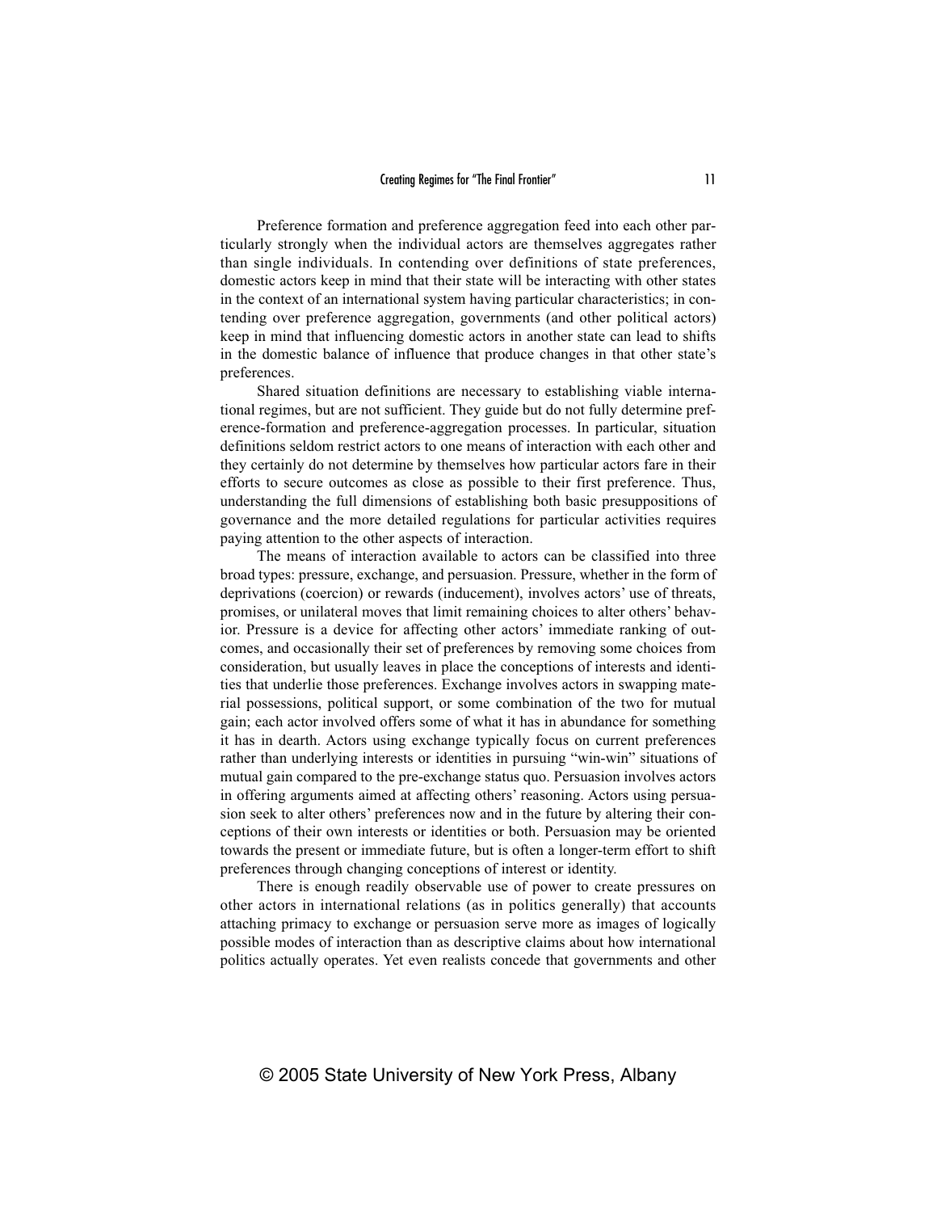Preference formation and preference aggregation feed into each other particularly strongly when the individual actors are themselves aggregates rather than single individuals. In contending over definitions of state preferences, domestic actors keep in mind that their state will be interacting with other states in the context of an international system having particular characteristics; in contending over preference aggregation, governments (and other political actors) keep in mind that influencing domestic actors in another state can lead to shifts in the domestic balance of influence that produce changes in that other state's preferences.

Shared situation definitions are necessary to establishing viable international regimes, but are not sufficient. They guide but do not fully determine preference-formation and preference-aggregation processes. In particular, situation definitions seldom restrict actors to one means of interaction with each other and they certainly do not determine by themselves how particular actors fare in their efforts to secure outcomes as close as possible to their first preference. Thus, understanding the full dimensions of establishing both basic presuppositions of governance and the more detailed regulations for particular activities requires paying attention to the other aspects of interaction.

The means of interaction available to actors can be classified into three broad types: pressure, exchange, and persuasion. Pressure, whether in the form of deprivations (coercion) or rewards (inducement), involves actors' use of threats, promises, or unilateral moves that limit remaining choices to alter others' behavior. Pressure is a device for affecting other actors' immediate ranking of outcomes, and occasionally their set of preferences by removing some choices from consideration, but usually leaves in place the conceptions of interests and identities that underlie those preferences. Exchange involves actors in swapping material possessions, political support, or some combination of the two for mutual gain; each actor involved offers some of what it has in abundance for something it has in dearth. Actors using exchange typically focus on current preferences rather than underlying interests or identities in pursuing "win-win" situations of mutual gain compared to the pre-exchange status quo. Persuasion involves actors in offering arguments aimed at affecting others' reasoning. Actors using persuasion seek to alter others' preferences now and in the future by altering their conceptions of their own interests or identities or both. Persuasion may be oriented towards the present or immediate future, but is often a longer-term effort to shift preferences through changing conceptions of interest or identity.

There is enough readily observable use of power to create pressures on other actors in international relations (as in politics generally) that accounts attaching primacy to exchange or persuasion serve more as images of logically possible modes of interaction than as descriptive claims about how international politics actually operates. Yet even realists concede that governments and other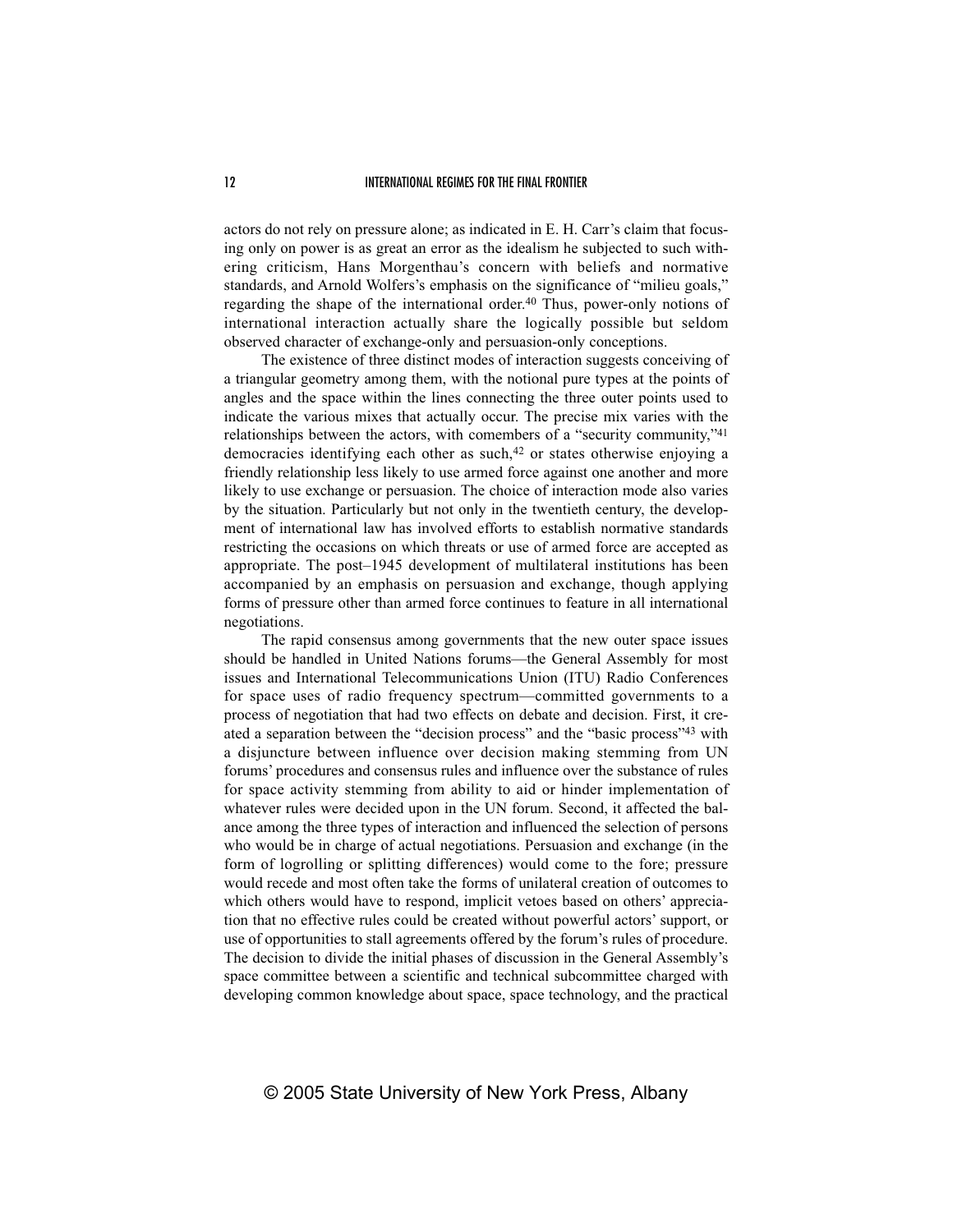actors do not rely on pressure alone; as indicated in E. H. Carr's claim that focusing only on power is as great an error as the idealism he subjected to such withering criticism, Hans Morgenthau's concern with beliefs and normative standards, and Arnold Wolfers's emphasis on the significance of "milieu goals," regarding the shape of the international order.[40] Thus, power-only notions of international interaction actually share the logically possible but seldom observed character of exchange-only and persuasion-only conceptions.

The existence of three distinct modes of interaction suggests conceiving of a triangular geometry among them, with the notional pure types at the points of angles and the space within the lines connecting the three outer points used to indicate the various mixes that actually occur. The precise mix varies with the relationships between the actors, with comembers of a "security community,"[41] democracies identifying each other as such,[42] or states otherwise enjoying a friendly relationship less likely to use armed force against one another and more likely to use exchange or persuasion. The choice of interaction mode also varies by the situation. Particularly but not only in the twentieth century, the development of international law has involved efforts to establish normative standards restricting the occasions on which threats or use of armed force are accepted as appropriate. The post–1945 development of multilateral institutions has been accompanied by an emphasis on persuasion and exchange, though applying forms of pressure other than armed force continues to feature in all international negotiations.

The rapid consensus among governments that the new outer space issues should be handled in United Nations forums—the General Assembly for most issues and International Telecommunications Union (ITU) Radio Conferences for space uses of radio frequency spectrum—committed governments to a process of negotiation that had two effects on debate and decision. First, it created a separation between the "decision process" and the "basic process"[43] with a disjuncture between influence over decision making stemming from UN forums' procedures and consensus rules and influence over the substance of rules for space activity stemming from ability to aid or hinder implementation of whatever rules were decided upon in the UN forum. Second, it affected the balance among the three types of interaction and influenced the selection of persons who would be in charge of actual negotiations. Persuasion and exchange (in the form of logrolling or splitting differences) would come to the fore; pressure would recede and most often take the forms of unilateral creation of outcomes to which others would have to respond, implicit vetoes based on others' appreciation that no effective rules could be created without powerful actors' support, or use of opportunities to stall agreements offered by the forum's rules of procedure. The decision to divide the initial phases of discussion in the General Assembly's space committee between a scientific and technical subcommittee charged with developing common knowledge about space, space technology, and the practical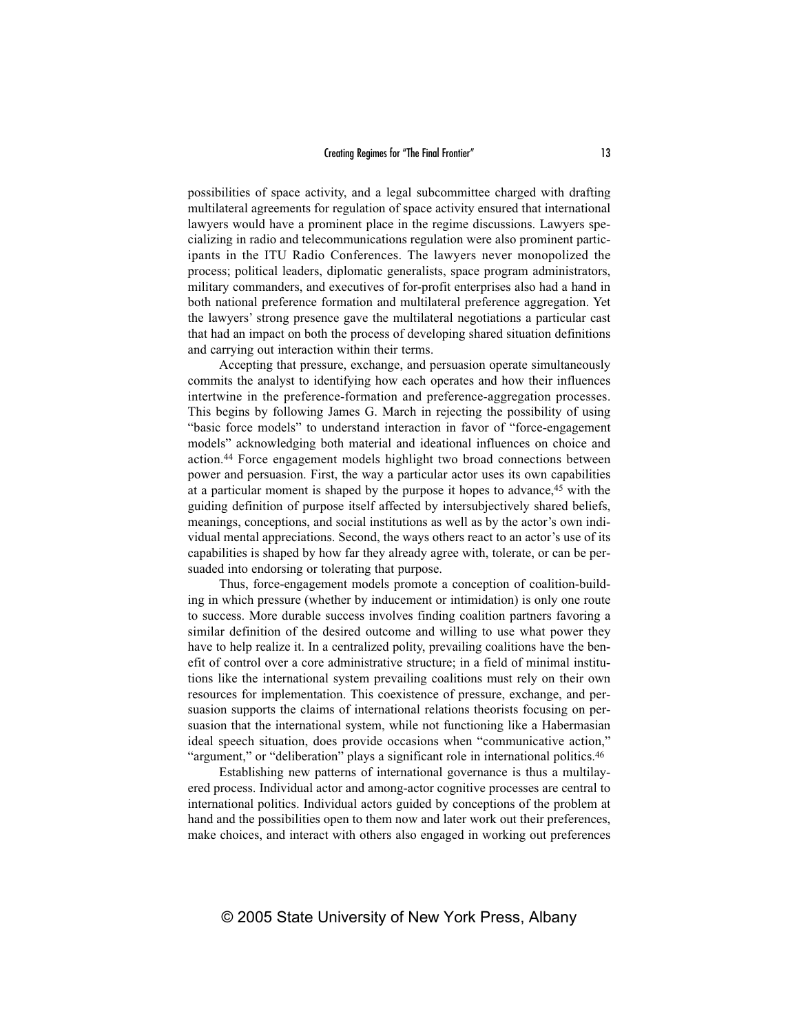possibilities of space activity, and a legal subcommittee charged with drafting multilateral agreements for regulation of space activity ensured that international lawyers would have a prominent place in the regime discussions. Lawyers specializing in radio and telecommunications regulation were also prominent participants in the ITU Radio Conferences. The lawyers never monopolized the process; political leaders, diplomatic generalists, space program administrators, military commanders, and executives of for-profit enterprises also had a hand in both national preference formation and multilateral preference aggregation. Yet the lawyers' strong presence gave the multilateral negotiations a particular cast that had an impact on both the process of developing shared situation definitions and carrying out interaction within their terms.

Accepting that pressure, exchange, and persuasion operate simultaneously commits the analyst to identifying how each operates and how their influences intertwine in the preference-formation and preference-aggregation processes. This begins by following James G. March in rejecting the possibility of using "basic force models" to understand interaction in favor of "force-engagement models" acknowledging both material and ideational influences on choice and action.[44] Force engagement models highlight two broad connections between power and persuasion. First, the way a particular actor uses its own capabilities at a particular moment is shaped by the purpose it hopes to advance,[45] with the guiding definition of purpose itself affected by intersubjectively shared beliefs, meanings, conceptions, and social institutions as well as by the actor's own individual mental appreciations. Second, the ways others react to an actor's use of its capabilities is shaped by how far they already agree with, tolerate, or can be persuaded into endorsing or tolerating that purpose.

Thus, force-engagement models promote a conception of coalition-building in which pressure (whether by inducement or intimidation) is only one route to success. More durable success involves finding coalition partners favoring a similar definition of the desired outcome and willing to use what power they have to help realize it. In a centralized polity, prevailing coalitions have the benefit of control over a core administrative structure; in a field of minimal institutions like the international system prevailing coalitions must rely on their own resources for implementation. This coexistence of pressure, exchange, and persuasion supports the claims of international relations theorists focusing on persuasion that the international system, while not functioning like a Habermasian ideal speech situation, does provide occasions when "communicative action," "argument," or "deliberation" plays a significant role in international politics.[46]

Establishing new patterns of international governance is thus a multilayered process. Individual actor and among-actor cognitive processes are central to international politics. Individual actors guided by conceptions of the problem at hand and the possibilities open to them now and later work out their preferences, make choices, and interact with others also engaged in working out preferences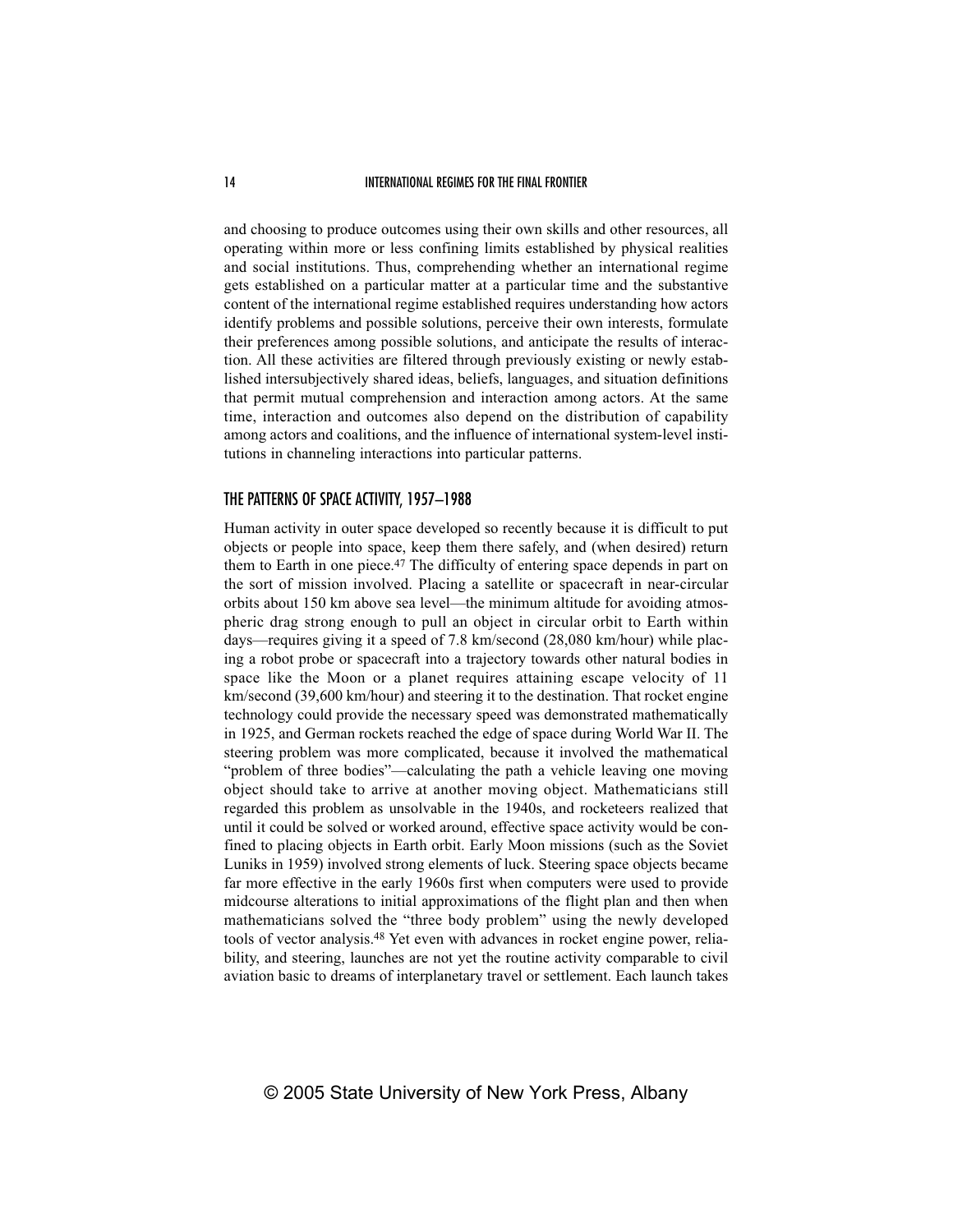and choosing to produce outcomes using their own skills and other resources, all operating within more or less confining limits established by physical realities and social institutions. Thus, comprehending whether an international regime gets established on a particular matter at a particular time and the substantive content of the international regime established requires understanding how actors identify problems and possible solutions, perceive their own interests, formulate their preferences among possible solutions, and anticipate the results of interaction. All these activities are filtered through previously existing or newly established intersubjectively shared ideas, beliefs, languages, and situation definitions that permit mutual comprehension and interaction among actors. At the same time, interaction and outcomes also depend on the distribution of capability among actors and coalitions, and the influence of international system-level institutions in channeling interactions into particular patterns.

## THE PATTERNS OF SPACE ACTIVITY, 1957–1988

Human activity in outer space developed so recently because it is difficult to put objects or people into space, keep them there safely, and (when desired) return them to Earth in one piece.[47] The difficulty of entering space depends in part on the sort of mission involved. Placing a satellite or spacecraft in near-circular orbits about 150 km above sea level—the minimum altitude for avoiding atmospheric drag strong enough to pull an object in circular orbit to Earth within days—requires giving it a speed of 7.8 km/second (28,080 km/hour) while placing a robot probe or spacecraft into a trajectory towards other natural bodies in space like the Moon or a planet requires attaining escape velocity of 11 km/second (39,600 km/hour) and steering it to the destination. That rocket engine technology could provide the necessary speed was demonstrated mathematically in 1925, and German rockets reached the edge of space during World War II. The steering problem was more complicated, because it involved the mathematical "problem of three bodies"—calculating the path a vehicle leaving one moving object should take to arrive at another moving object. Mathematicians still regarded this problem as unsolvable in the 1940s, and rocketeers realized that until it could be solved or worked around, effective space activity would be confined to placing objects in Earth orbit. Early Moon missions (such as the Soviet Luniks in 1959) involved strong elements of luck. Steering space objects became far more effective in the early 1960s first when computers were used to provide midcourse alterations to initial approximations of the flight plan and then when mathematicians solved the "three body problem" using the newly developed tools of vector analysis.[48] Yet even with advances in rocket engine power, reliability, and steering, launches are not yet the routine activity comparable to civil aviation basic to dreams of interplanetary travel or settlement. Each launch takes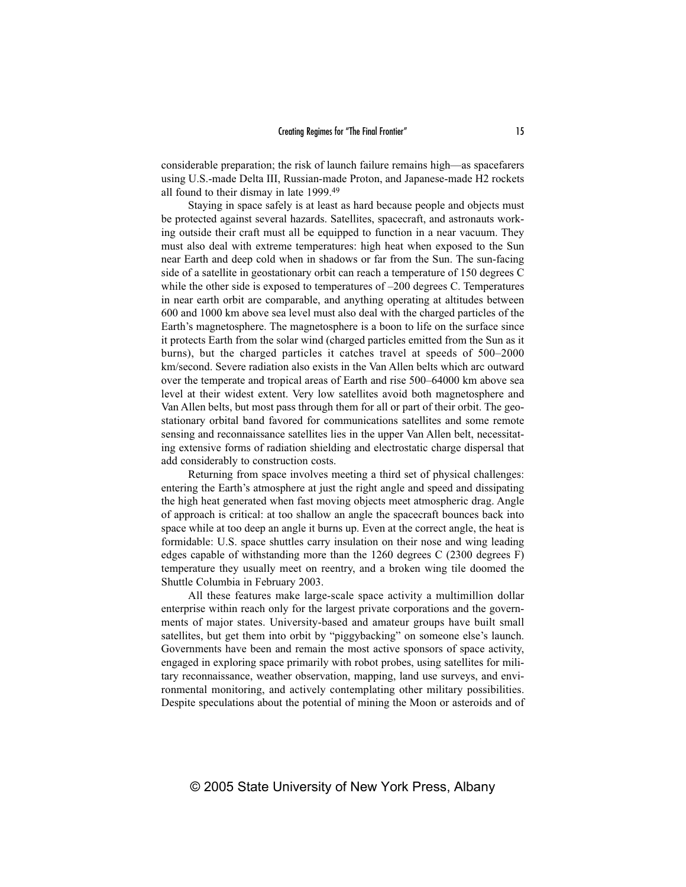considerable preparation; the risk of launch failure remains high—as spacefarers using U.S.-made Delta III, Russian-made Proton, and Japanese-made H2 rockets all found to their dismay in late 1999.[49]

Staying in space safely is at least as hard because people and objects must be protected against several hazards. Satellites, spacecraft, and astronauts working outside their craft must all be equipped to function in a near vacuum. They must also deal with extreme temperatures: high heat when exposed to the Sun near Earth and deep cold when in shadows or far from the Sun. The sun-facing side of a satellite in geostationary orbit can reach a temperature of 150 degrees C while the other side is exposed to temperatures of –200 degrees C. Temperatures in near earth orbit are comparable, and anything operating at altitudes between 600 and 1000 km above sea level must also deal with the charged particles of the Earth's magnetosphere. The magnetosphere is a boon to life on the surface since it protects Earth from the solar wind (charged particles emitted from the Sun as it burns), but the charged particles it catches travel at speeds of 500–2000 km/second. Severe radiation also exists in the Van Allen belts which arc outward over the temperate and tropical areas of Earth and rise 500–64000 km above sea level at their widest extent. Very low satellites avoid both magnetosphere and Van Allen belts, but most pass through them for all or part of their orbit. The geostationary orbital band favored for communications satellites and some remote sensing and reconnaissance satellites lies in the upper Van Allen belt, necessitating extensive forms of radiation shielding and electrostatic charge dispersal that add considerably to construction costs.

Returning from space involves meeting a third set of physical challenges: entering the Earth's atmosphere at just the right angle and speed and dissipating the high heat generated when fast moving objects meet atmospheric drag. Angle of approach is critical: at too shallow an angle the spacecraft bounces back into space while at too deep an angle it burns up. Even at the correct angle, the heat is formidable: U.S. space shuttles carry insulation on their nose and wing leading edges capable of withstanding more than the 1260 degrees C (2300 degrees F) temperature they usually meet on reentry, and a broken wing tile doomed the Shuttle Columbia in February 2003.

All these features make large-scale space activity a multimillion dollar enterprise within reach only for the largest private corporations and the governments of major states. University-based and amateur groups have built small satellites, but get them into orbit by "piggybacking" on someone else's launch. Governments have been and remain the most active sponsors of space activity, engaged in exploring space primarily with robot probes, using satellites for military reconnaissance, weather observation, mapping, land use surveys, and environmental monitoring, and actively contemplating other military possibilities. Despite speculations about the potential of mining the Moon or asteroids and of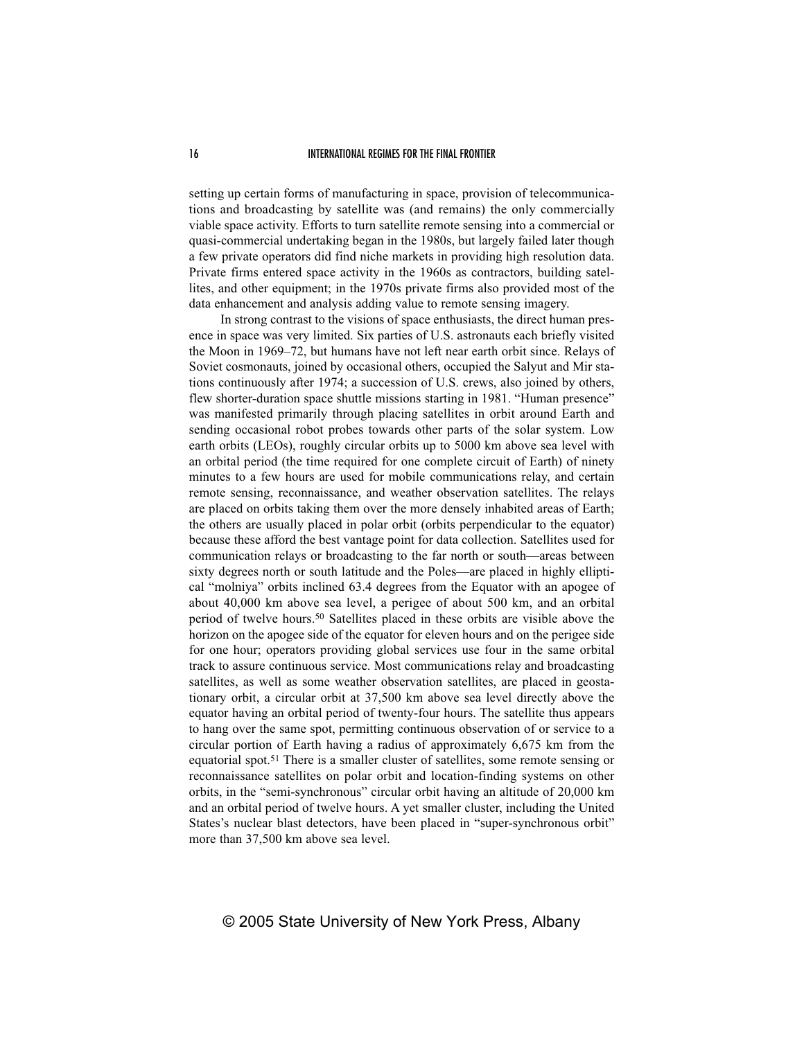setting up certain forms of manufacturing in space, provision of telecommunications and broadcasting by satellite was (and remains) the only commercially viable space activity. Efforts to turn satellite remote sensing into a commercial or quasi-commercial undertaking began in the 1980s, but largely failed later though a few private operators did find niche markets in providing high resolution data. Private firms entered space activity in the 1960s as contractors, building satellites, and other equipment; in the 1970s private firms also provided most of the data enhancement and analysis adding value to remote sensing imagery.

In strong contrast to the visions of space enthusiasts, the direct human presence in space was very limited. Six parties of U.S. astronauts each briefly visited the Moon in 1969–72, but humans have not left near earth orbit since. Relays of Soviet cosmonauts, joined by occasional others, occupied the Salyut and Mir stations continuously after 1974; a succession of U.S. crews, also joined by others, flew shorter-duration space shuttle missions starting in 1981. "Human presence" was manifested primarily through placing satellites in orbit around Earth and sending occasional robot probes towards other parts of the solar system. Low earth orbits (LEOs), roughly circular orbits up to 5000 km above sea level with an orbital period (the time required for one complete circuit of Earth) of ninety minutes to a few hours are used for mobile communications relay, and certain remote sensing, reconnaissance, and weather observation satellites. The relays are placed on orbits taking them over the more densely inhabited areas of Earth; the others are usually placed in polar orbit (orbits perpendicular to the equator) because these afford the best vantage point for data collection. Satellites used for communication relays or broadcasting to the far north or south—areas between sixty degrees north or south latitude and the Poles—are placed in highly elliptical "molniya" orbits inclined 63.4 degrees from the Equator with an apogee of about 40,000 km above sea level, a perigee of about 500 km, and an orbital period of twelve hours.[50] Satellites placed in these orbits are visible above the horizon on the apogee side of the equator for eleven hours and on the perigee side for one hour; operators providing global services use four in the same orbital track to assure continuous service. Most communications relay and broadcasting satellites, as well as some weather observation satellites, are placed in geostationary orbit, a circular orbit at 37,500 km above sea level directly above the equator having an orbital period of twenty-four hours. The satellite thus appears to hang over the same spot, permitting continuous observation of or service to a circular portion of Earth having a radius of approximately 6,675 km from the equatorial spot.[51] There is a smaller cluster of satellites, some remote sensing or reconnaissance satellites on polar orbit and location-finding systems on other orbits, in the "semi-synchronous" circular orbit having an altitude of 20,000 km and an orbital period of twelve hours. A yet smaller cluster, including the United States's nuclear blast detectors, have been placed in "super-synchronous orbit" more than 37,500 km above sea level.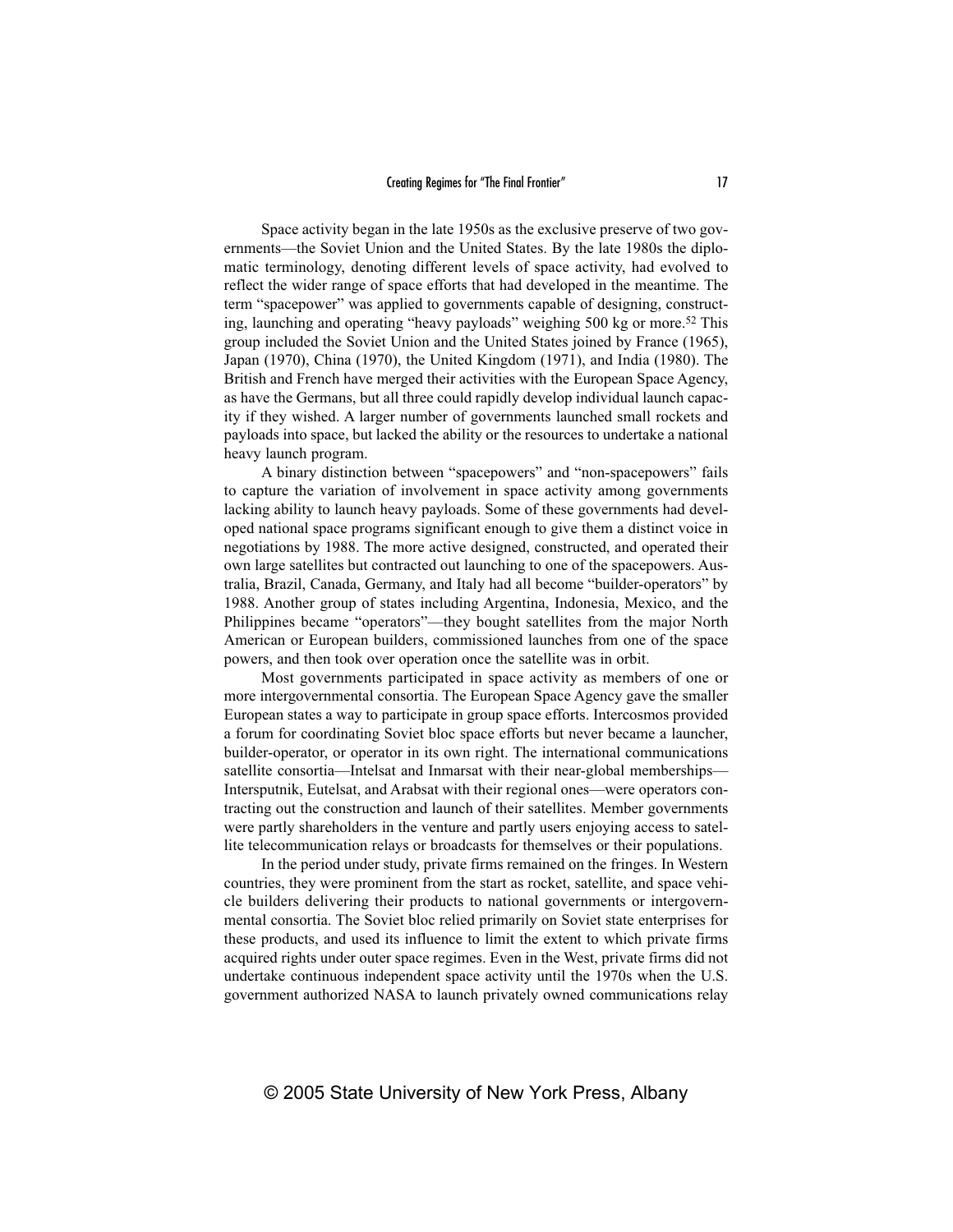Space activity began in the late 1950s as the exclusive preserve of two governments—the Soviet Union and the United States. By the late 1980s the diplomatic terminology, denoting different levels of space activity, had evolved to reflect the wider range of space efforts that had developed in the meantime. The term "spacepower" was applied to governments capable of designing, constructing, launching and operating "heavy payloads" weighing 500 kg or more.[52] This group included the Soviet Union and the United States joined by France (1965), Japan (1970), China (1970), the United Kingdom (1971), and India (1980). The British and French have merged their activities with the European Space Agency, as have the Germans, but all three could rapidly develop individual launch capacity if they wished. A larger number of governments launched small rockets and payloads into space, but lacked the ability or the resources to undertake a national heavy launch program.

A binary distinction between "spacepowers" and "non-spacepowers" fails to capture the variation of involvement in space activity among governments lacking ability to launch heavy payloads. Some of these governments had developed national space programs significant enough to give them a distinct voice in negotiations by 1988. The more active designed, constructed, and operated their own large satellites but contracted out launching to one of the spacepowers. Australia, Brazil, Canada, Germany, and Italy had all become "builder-operators" by 1988. Another group of states including Argentina, Indonesia, Mexico, and the Philippines became "operators"—they bought satellites from the major North American or European builders, commissioned launches from one of the space powers, and then took over operation once the satellite was in orbit.

Most governments participated in space activity as members of one or more intergovernmental consortia. The European Space Agency gave the smaller European states a way to participate in group space efforts. Intercosmos provided a forum for coordinating Soviet bloc space efforts but never became a launcher, builder-operator, or operator in its own right. The international communications satellite consortia—Intelsat and Inmarsat with their near-global memberships—Intersputnik, Eutelsat, and Arabsat with their regional ones—were operators contracting out the construction and launch of their satellites. Member governments were partly shareholders in the venture and partly users enjoying access to satellite telecommunication relays or broadcasts for themselves or their populations.

In the period under study, private firms remained on the fringes. In Western countries, they were prominent from the start as rocket, satellite, and space vehicle builders delivering their products to national governments or intergovernmental consortia. The Soviet bloc relied primarily on Soviet state enterprises for these products, and used its influence to limit the extent to which private firms acquired rights under outer space regimes. Even in the West, private firms did not undertake continuous independent space activity until the 1970s when the U.S. government authorized NASA to launch privately owned communications relay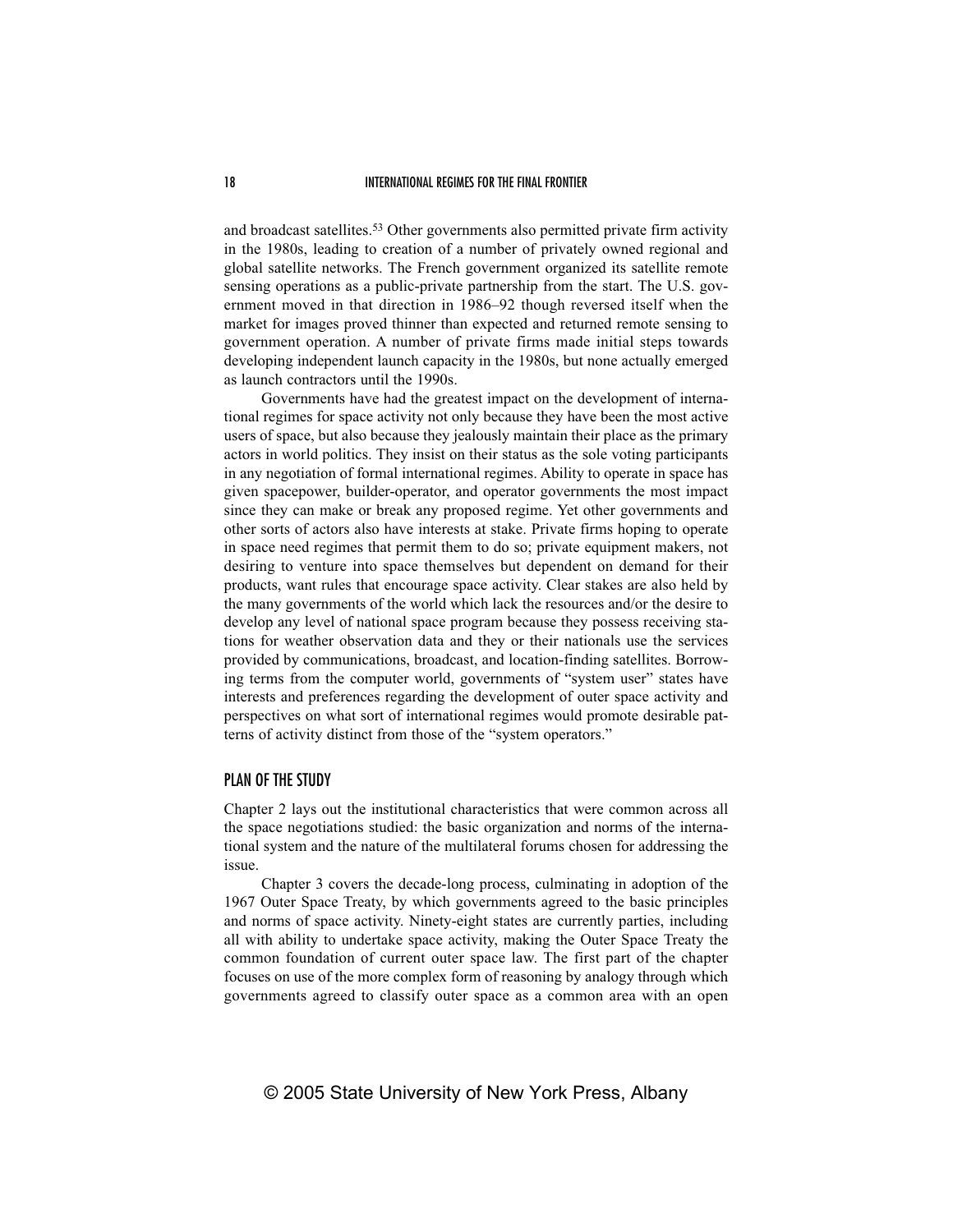and broadcast satellites.[53] Other governments also permitted private firm activity in the 1980s, leading to creation of a number of privately owned regional and global satellite networks. The French government organized its satellite remote sensing operations as a public-private partnership from the start. The U.S. government moved in that direction in 1986–92 though reversed itself when the market for images proved thinner than expected and returned remote sensing to government operation. A number of private firms made initial steps towards developing independent launch capacity in the 1980s, but none actually emerged as launch contractors until the 1990s.

Governments have had the greatest impact on the development of international regimes for space activity not only because they have been the most active users of space, but also because they jealously maintain their place as the primary actors in world politics. They insist on their status as the sole voting participants in any negotiation of formal international regimes. Ability to operate in space has given spacepower, builder-operator, and operator governments the most impact since they can make or break any proposed regime. Yet other governments and other sorts of actors also have interests at stake. Private firms hoping to operate in space need regimes that permit them to do so; private equipment makers, not desiring to venture into space themselves but dependent on demand for their products, want rules that encourage space activity. Clear stakes are also held by the many governments of the world which lack the resources and/or the desire to develop any level of national space program because they possess receiving stations for weather observation data and they or their nationals use the services provided by communications, broadcast, and location-finding satellites. Borrowing terms from the computer world, governments of "system user" states have interests and preferences regarding the development of outer space activity and perspectives on what sort of international regimes would promote desirable patterns of activity distinct from those of the "system operators."

## PLAN OF THE STUDY

Chapter 2 lays out the institutional characteristics that were common across all the space negotiations studied: the basic organization and norms of the international system and the nature of the multilateral forums chosen for addressing the issue.

Chapter 3 covers the decade-long process, culminating in adoption of the 1967 Outer Space Treaty, by which governments agreed to the basic principles and norms of space activity. Ninety-eight states are currently parties, including all with ability to undertake space activity, making the Outer Space Treaty the common foundation of current outer space law. The first part of the chapter focuses on use of the more complex form of reasoning by analogy through which governments agreed to classify outer space as a common area with an open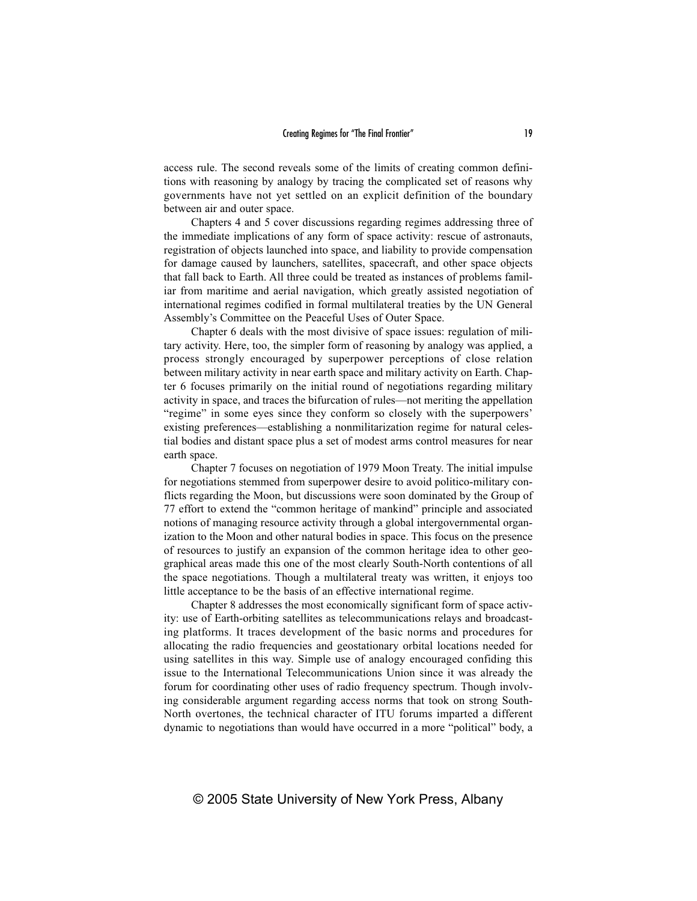access rule. The second reveals some of the limits of creating common definitions with reasoning by analogy by tracing the complicated set of reasons why governments have not yet settled on an explicit definition of the boundary between air and outer space.

Chapters 4 and 5 cover discussions regarding regimes addressing three of the immediate implications of any form of space activity: rescue of astronauts, registration of objects launched into space, and liability to provide compensation for damage caused by launchers, satellites, spacecraft, and other space objects that fall back to Earth. All three could be treated as instances of problems familiar from maritime and aerial navigation, which greatly assisted negotiation of international regimes codified in formal multilateral treaties by the UN General Assembly's Committee on the Peaceful Uses of Outer Space.

Chapter 6 deals with the most divisive of space issues: regulation of military activity. Here, too, the simpler form of reasoning by analogy was applied, a process strongly encouraged by superpower perceptions of close relation between military activity in near earth space and military activity on Earth. Chapter 6 focuses primarily on the initial round of negotiations regarding military activity in space, and traces the bifurcation of rules—not meriting the appellation "regime" in some eyes since they conform so closely with the superpowers' existing preferences—establishing a nonmilitarization regime for natural celestial bodies and distant space plus a set of modest arms control measures for near earth space.

Chapter 7 focuses on negotiation of 1979 Moon Treaty. The initial impulse for negotiations stemmed from superpower desire to avoid politico-military conflicts regarding the Moon, but discussions were soon dominated by the Group of 77 effort to extend the "common heritage of mankind" principle and associated notions of managing resource activity through a global intergovernmental organization to the Moon and other natural bodies in space. This focus on the presence of resources to justify an expansion of the common heritage idea to other geographical areas made this one of the most clearly South-North contentions of all the space negotiations. Though a multilateral treaty was written, it enjoys too little acceptance to be the basis of an effective international regime.

Chapter 8 addresses the most economically significant form of space activity: use of Earth-orbiting satellites as telecommunications relays and broadcasting platforms. It traces development of the basic norms and procedures for allocating the radio frequencies and geostationary orbital locations needed for using satellites in this way. Simple use of analogy encouraged confiding this issue to the International Telecommunications Union since it was already the forum for coordinating other uses of radio frequency spectrum. Though involving considerable argument regarding access norms that took on strong South-North overtones, the technical character of ITU forums imparted a different dynamic to negotiations than would have occurred in a more "political" body, a

© 2005 State University of New York Press, Albany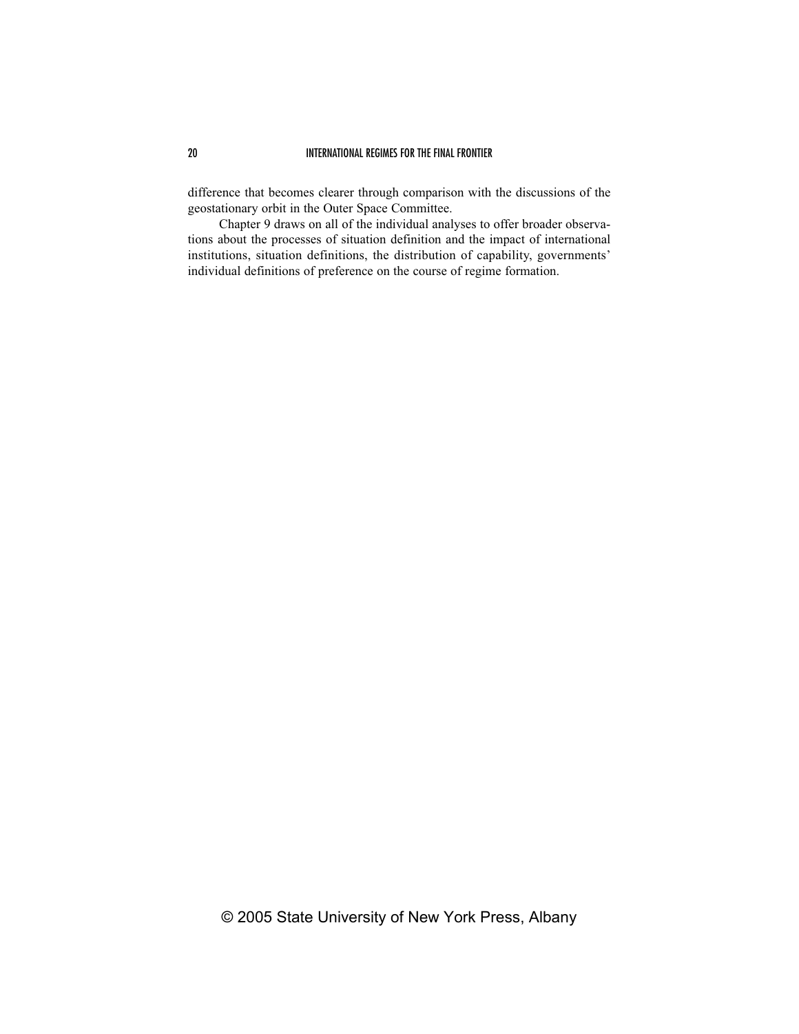difference that becomes clearer through comparison with the discussions of the geostationary orbit in the Outer Space Committee.

Chapter 9 draws on all of the individual analyses to offer broader observations about the processes of situation definition and the impact of international institutions, situation definitions, the distribution of capability, governments' individual definitions of preference on the course of regime formation.

© 2005 State University of New York Press, Albany